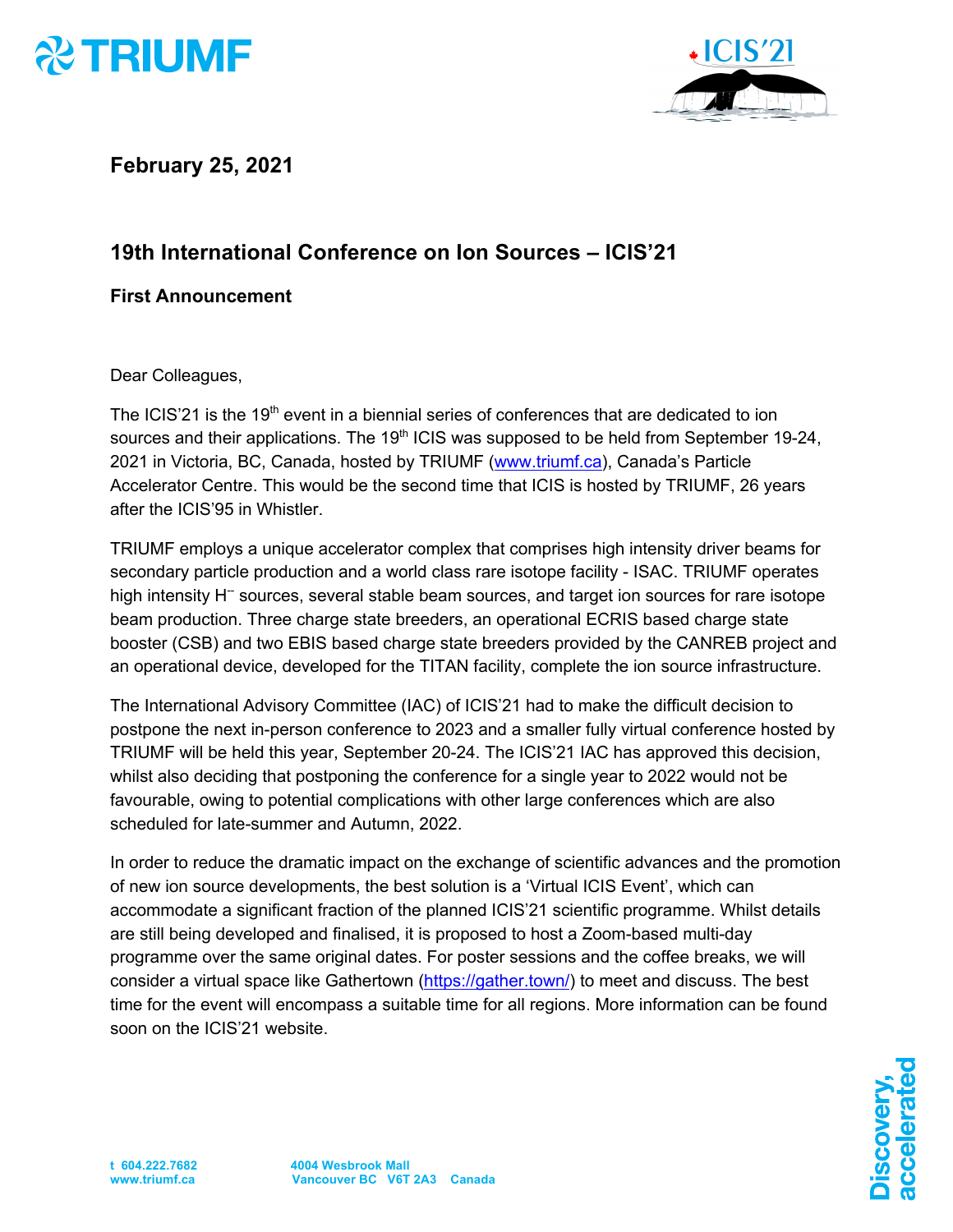**February 25, 2021**

## 19th International Conference on Ion Sources – ICIS'21

### First Announcement

Dear Colleagues,

The ICIS'21 is the 19th event in a biennial series of conferences that are dedicated to ion sources and their applications. The 19th ICIS was supposed to be held from September 19-24, 2021 in Victoria, BC, Canada, hosted by TRIUMF (www.triumf.ca), Canada's Particle Accelerator Centre. This would be the second time that ICIS is hosted by TRIUMF, 26 years after the ICIS'95 in Whistler.

TRIUMF employs a unique accelerator complex that comprises high intensity driver beams for secondary particle production and a world class rare isotope facility - ISAC. TRIUMF operates high intensity $H^-$ sources, several stable beam sources, and target ion sources for rare isotope beam production. Three charge state breeders, an operational ECRIS based charge state booster (CSB) and two EBIS based charge state breeders provided by the CANREB project and an operational device, developed for the TITAN facility, complete the ion source infrastructure.

The International Advisory Committee (IAC) of ICIS'21 had to make the difficult decision to postpone the next in-person conference to 2023 and a smaller fully virtual conference hosted by TRIUMF will be held this year, September 20-24. The ICIS'21 IAC has approved this decision, whilst also deciding that postponing the conference for a single year to 2022 would not be favourable, owing to potential complications with other large conferences which are also scheduled for late-summer and Autumn, 2022.

In order to reduce the dramatic impact on the exchange of scientific advances and the promotion of new ion source developments, the best solution is a 'Virtual ICIS Event', which can accommodate a significant fraction of the planned ICIS'21 scientific programme. Whilst details are still being developed and finalised, it is proposed to host a Zoom-based multi-day programme over the same original dates. For poster sessions and the coffee breaks, we will consider a virtual space like Gathertown (https://gather.town/) to meet and discuss. The best time for the event will encompass a suitable time for all regions. More information can be found soon on the ICIS'21 website.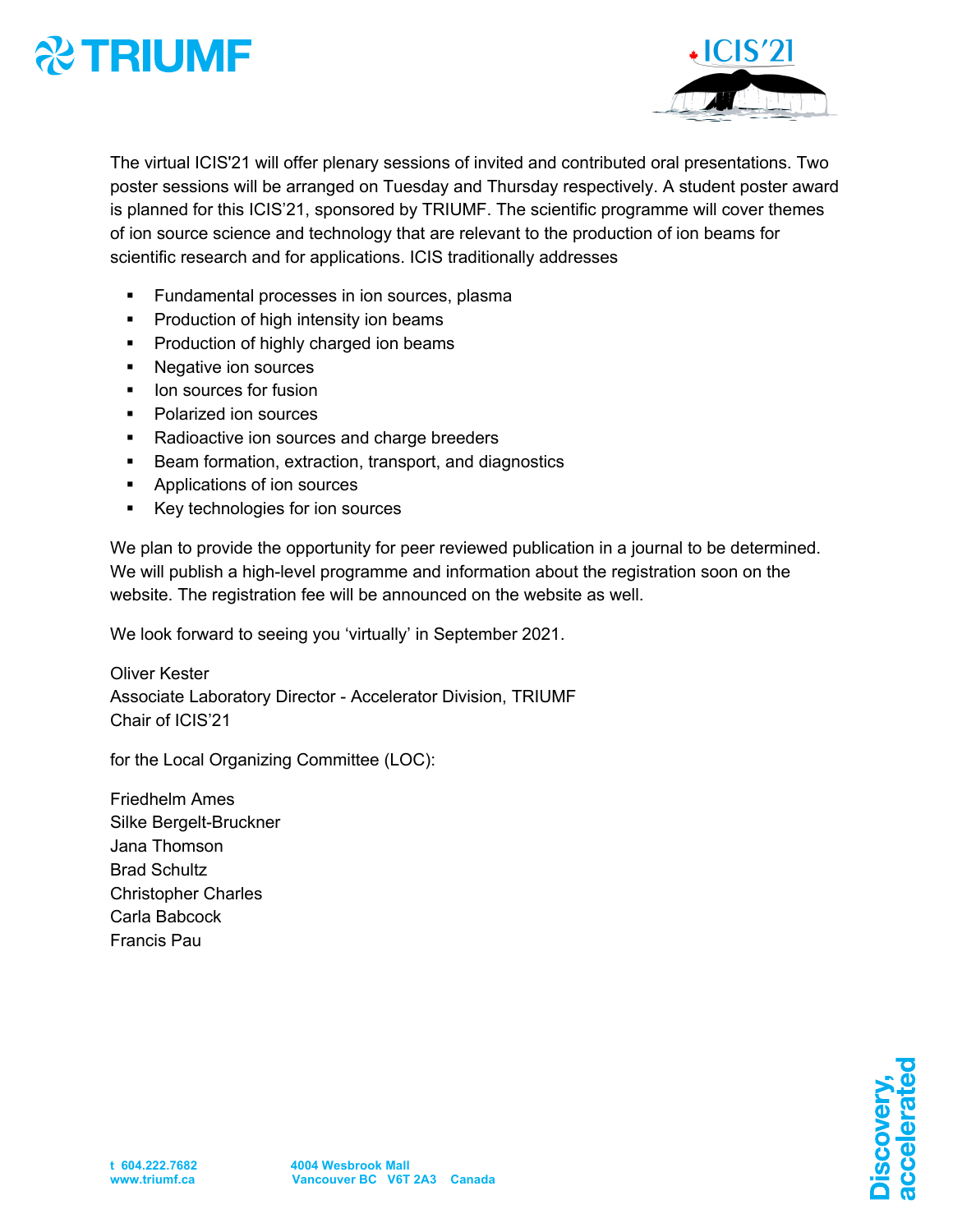The virtual ICIS'21 will offer plenary sessions of invited and contributed oral presentations. Two poster sessions will be arranged on Tuesday and Thursday respectively. A student poster award is planned for this ICIS'21, sponsored by TRIUMF. The scientific programme will cover themes of ion source science and technology that are relevant to the production of ion beams for scientific research and for applications. ICIS traditionally addresses

- Fundamental processes in ion sources, plasma
- Production of high intensity ion beams
- Production of highly charged ion beams
- Negative ion sources
- Ion sources for fusion
- Polarized ion sources
- Radioactive ion sources and charge breeders
- Beam formation, extraction, transport, and diagnostics
- Applications of ion sources
- Key technologies for ion sources

We plan to provide the opportunity for peer reviewed publication in a journal to be determined. We will publish a high-level programme and information about the registration soon on the website. The registration fee will be announced on the website as well.

We look forward to seeing you 'virtually' in September 2021.

Oliver Kester
Associate Laboratory Director - Accelerator Division, TRIUMF
Chair of ICIS'21

for the Local Organizing Committee (LOC):

Friedhelm Ames
Silke Bergelt-Bruckner
Jana Thomson
Brad Schultz
Christopher Charles
Carla Babcock
Francis Pau